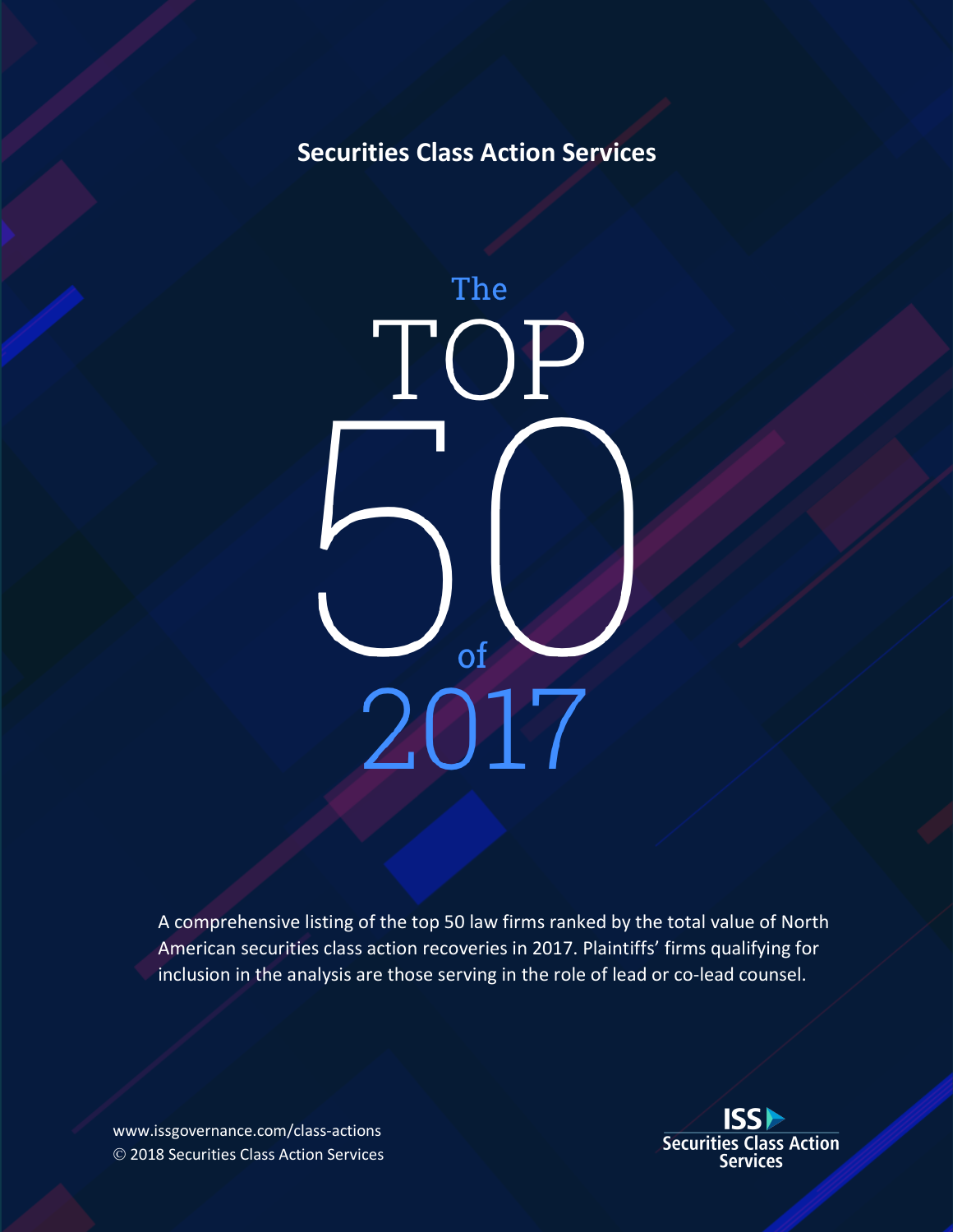**Securities Class Action Services**

# The TOP 50 of 2017

A comprehensive listing of the top 50 law firms ranked by the total value of North American securities class action recoveries in 2017. Plaintiffs' firms qualifying for inclusion in the analysis are those serving in the role of lead or co-lead counsel.

www.issgovernance.com/class-actions
© 2018 Securities Class Action Services

ISS Securities Class Action Services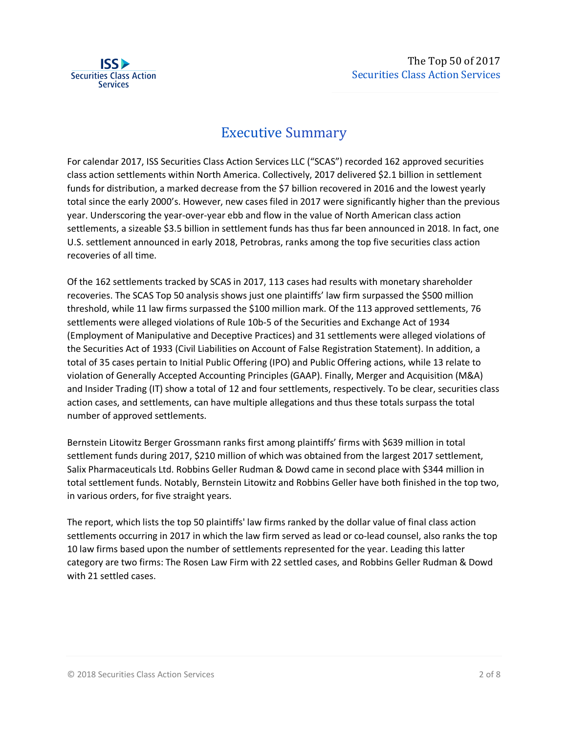# Executive Summary

For calendar 2017, ISS Securities Class Action Services LLC ("SCAS") recorded 162 approved securities class action settlements within North America. Collectively, 2017 delivered $2.1 billion in settlement funds for distribution, a marked decrease from the $7 billion recovered in 2016 and the lowest yearly total since the early 2000's. However, new cases filed in 2017 were significantly higher than the previous year. Underscoring the year-over-year ebb and flow in the value of North American class action settlements, a sizeable $3.5 billion in settlement funds has thus far been announced in 2018. In fact, one U.S. settlement announced in early 2018, Petrobras, ranks among the top five securities class action recoveries of all time.

Of the 162 settlements tracked by SCAS in 2017, 113 cases had results with monetary shareholder recoveries. The SCAS Top 50 analysis shows just one plaintiffs' law firm surpassed the $500 million threshold, while 11 law firms surpassed the $100 million mark. Of the 113 approved settlements, 76 settlements were alleged violations of Rule 10b-5 of the Securities and Exchange Act of 1934 (Employment of Manipulative and Deceptive Practices) and 31 settlements were alleged violations of the Securities Act of 1933 (Civil Liabilities on Account of False Registration Statement). In addition, a total of 35 cases pertain to Initial Public Offering (IPO) and Public Offering actions, while 13 relate to violation of Generally Accepted Accounting Principles (GAAP). Finally, Merger and Acquisition (M&A) and Insider Trading (IT) show a total of 12 and four settlements, respectively. To be clear, securities class action cases, and settlements, can have multiple allegations and thus these totals surpass the total number of approved settlements.

Bernstein Litowitz Berger Grossmann ranks first among plaintiffs' firms with $639 million in total settlement funds during 2017, $210 million of which was obtained from the largest 2017 settlement, Salix Pharmaceuticals Ltd. Robbins Geller Rudman & Dowd came in second place with $344 million in total settlement funds. Notably, Bernstein Litowitz and Robbins Geller have both finished in the top two, in various orders, for five straight years.

The report, which lists the top 50 plaintiffs' law firms ranked by the dollar value of final class action settlements occurring in 2017 in which the law firm served as lead or co-lead counsel, also ranks the top 10 law firms based upon the number of settlements represented for the year. Leading this latter category are two firms: The Rosen Law Firm with 22 settled cases, and Robbins Geller Rudman & Dowd with 21 settled cases.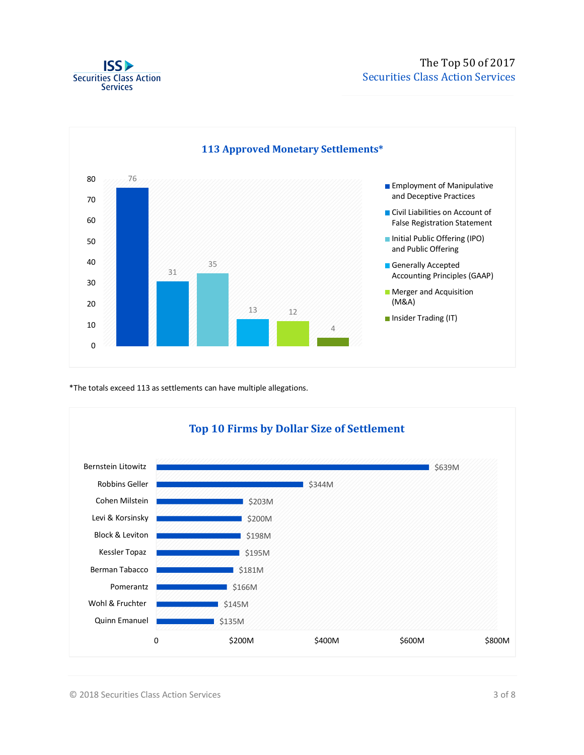## 113 Approved Monetary Settlements*

| Allegation | Count |
|---|---|
| Employment of Manipulative and Deceptive Practices | 76 |
| Civil Liabilities on Account of False Registration Statement | 31 |
| Initial Public Offering (IPO) and Public Offering | 35 |
| Generally Accepted Accounting Principles (GAAP) | 13 |
| Merger and Acquisition (M&A) | 12 |
| Insider Trading (IT) | 4 |

*The totals exceed 113 as settlements can have multiple allegations.

## Top 10 Firms by Dollar Size of Settlement

| Firm | Settlement |
|---|---|
| Bernstein Litowitz | $639M |
| Robbins Geller | $344M |
| Cohen Milstein | $203M |
| Levi & Korsinsky | $200M |
| Block & Leviton | $198M |
| Kessler Topaz | $195M |
| Berman Tabacco | $181M |
| Pomerantz | $166M |
| Wohl & Fruchter | $145M |
| Quinn Emanuel | $135M |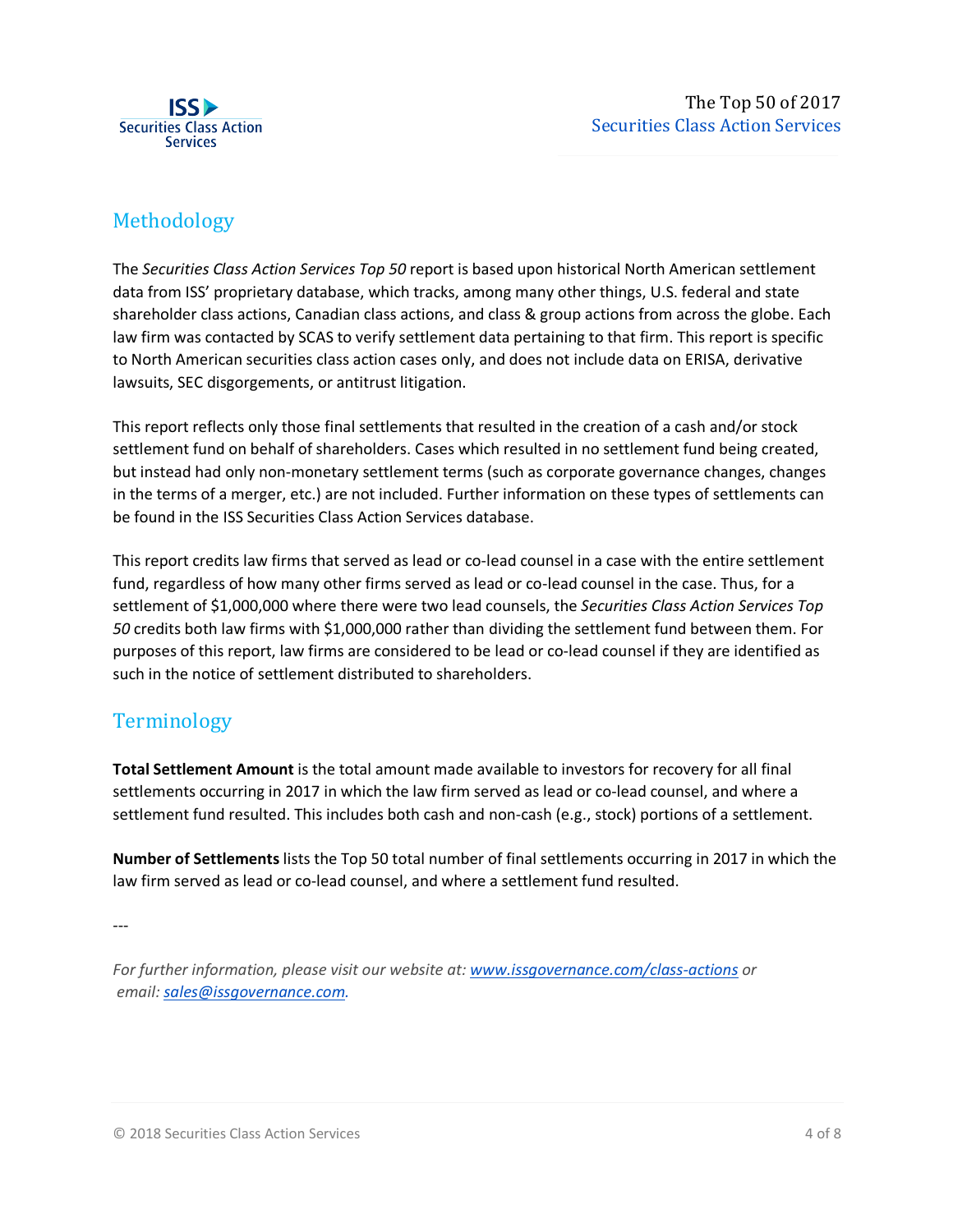## Methodology

The *Securities Class Action Services Top 50* report is based upon historical North American settlement data from ISS' proprietary database, which tracks, among many other things, U.S. federal and state shareholder class actions, Canadian class actions, and class & group actions from across the globe. Each law firm was contacted by SCAS to verify settlement data pertaining to that firm. This report is specific to North American securities class action cases only, and does not include data on ERISA, derivative lawsuits, SEC disgorgements, or antitrust litigation.

This report reflects only those final settlements that resulted in the creation of a cash and/or stock settlement fund on behalf of shareholders. Cases which resulted in no settlement fund being created, but instead had only non-monetary settlement terms (such as corporate governance changes, changes in the terms of a merger, etc.) are not included. Further information on these types of settlements can be found in the ISS Securities Class Action Services database.

This report credits law firms that served as lead or co-lead counsel in a case with the entire settlement fund, regardless of how many other firms served as lead or co-lead counsel in the case. Thus, for a settlement of $1,000,000 where there were two lead counsels, the *Securities Class Action Services Top 50* credits both law firms with $1,000,000 rather than dividing the settlement fund between them. For purposes of this report, law firms are considered to be lead or co-lead counsel if they are identified as such in the notice of settlement distributed to shareholders.

## Terminology

**Total Settlement Amount** is the total amount made available to investors for recovery for all final settlements occurring in 2017 in which the law firm served as lead or co-lead counsel, and where a settlement fund resulted. This includes both cash and non-cash (e.g., stock) portions of a settlement.

**Number of Settlements** lists the Top 50 total number of final settlements occurring in 2017 in which the law firm served as lead or co-lead counsel, and where a settlement fund resulted.

---

*For further information, please visit our website at: [www.issgovernance.com/class-actions](www.issgovernance.com/class-actions) or email: [sales@issgovernance.com](mailto:sales@issgovernance.com).*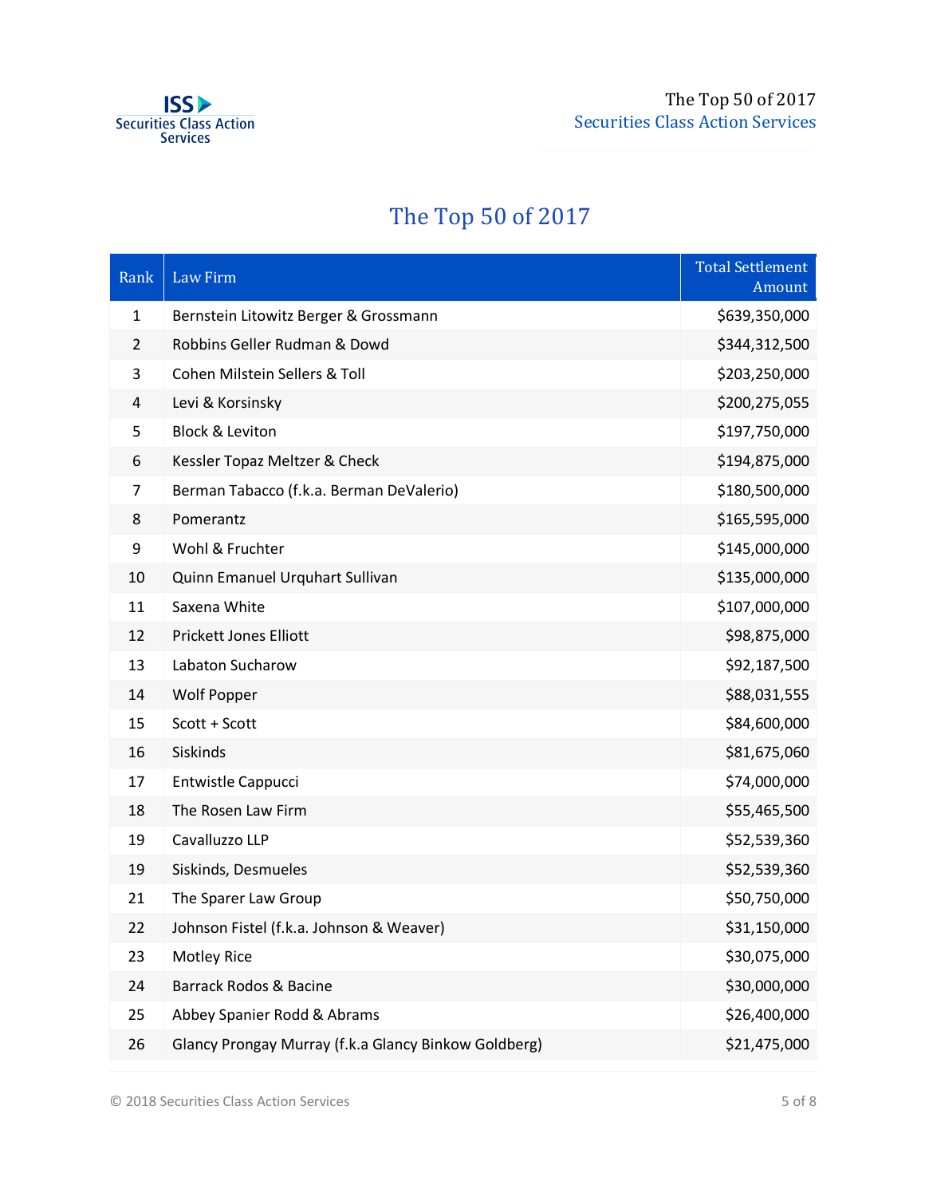# The Top 50 of 2017

| Rank | Law Firm | Total Settlement Amount |
|---|---|---|
| 1 | Bernstein Litowitz Berger & Grossmann | $639,350,000 |
| 2 | Robbins Geller Rudman & Dowd | $344,312,500 |
| 3 | Cohen Milstein Sellers & Toll | $203,250,000 |
| 4 | Levi & Korsinsky | $200,275,055 |
| 5 | Block & Leviton | $197,750,000 |
| 6 | Kessler Topaz Meltzer & Check | $194,875,000 |
| 7 | Berman Tabacco (f.k.a. Berman DeValerio) | $180,500,000 |
| 8 | Pomerantz | $165,595,000 |
| 9 | Wohl & Fruchter | $145,000,000 |
| 10 | Quinn Emanuel Urquhart Sullivan | $135,000,000 |
| 11 | Saxena White | $107,000,000 |
| 12 | Prickett Jones Elliott | $98,875,000 |
| 13 | Labaton Sucharow | $92,187,500 |
| 14 | Wolf Popper | $88,031,555 |
| 15 | Scott + Scott | $84,600,000 |
| 16 | Siskinds | $81,675,060 |
| 17 | Entwistle Cappucci | $74,000,000 |
| 18 | The Rosen Law Firm | $55,465,500 |
| 19 | Cavalluzzo LLP | $52,539,360 |
| 19 | Siskinds, Desmueles | $52,539,360 |
| 21 | The Sparer Law Group | $50,750,000 |
| 22 | Johnson Fistel (f.k.a. Johnson & Weaver) | $31,150,000 |
| 23 | Motley Rice | $30,075,000 |
| 24 | Barrack Rodos & Bacine | $30,000,000 |
| 25 | Abbey Spanier Rodd & Abrams | $26,400,000 |
| 26 | Glancy Prongay Murray (f.k.a Glancy Binkow Goldberg) | $21,475,000 |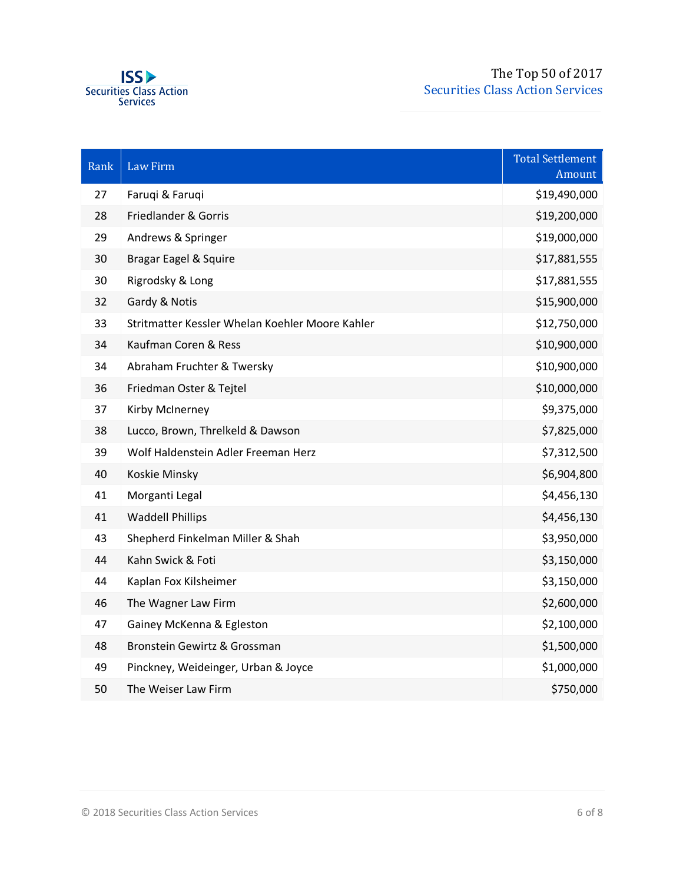| Rank | Law Firm | Total Settlement Amount |
|---|---|---|
| 27 | Faruqi & Faruqi | $19,490,000 |
| 28 | Friedlander & Gorris | $19,200,000 |
| 29 | Andrews & Springer | $19,000,000 |
| 30 | Bragar Eagel & Squire | $17,881,555 |
| 30 | Rigrodsky & Long | $17,881,555 |
| 32 | Gardy & Notis | $15,900,000 |
| 33 | Stritmatter Kessler Whelan Koehler Moore Kahler | $12,750,000 |
| 34 | Kaufman Coren & Ress | $10,900,000 |
| 34 | Abraham Fruchter & Twersky | $10,900,000 |
| 36 | Friedman Oster & Tejtel | $10,000,000 |
| 37 | Kirby McInerney | $9,375,000 |
| 38 | Lucco, Brown, Threlkeld & Dawson | $7,825,000 |
| 39 | Wolf Haldenstein Adler Freeman Herz | $7,312,500 |
| 40 | Koskie Minsky | $6,904,800 |
| 41 | Morganti Legal | $4,456,130 |
| 41 | Waddell Phillips | $4,456,130 |
| 43 | Shepherd Finkelman Miller & Shah | $3,950,000 |
| 44 | Kahn Swick & Foti | $3,150,000 |
| 44 | Kaplan Fox Kilsheimer | $3,150,000 |
| 46 | The Wagner Law Firm | $2,600,000 |
| 47 | Gainey McKenna & Egleston | $2,100,000 |
| 48 | Bronstein Gewirtz & Grossman | $1,500,000 |
| 49 | Pinckney, Weideinger, Urban & Joyce | $1,000,000 |
| 50 | The Weiser Law Firm | $750,000 |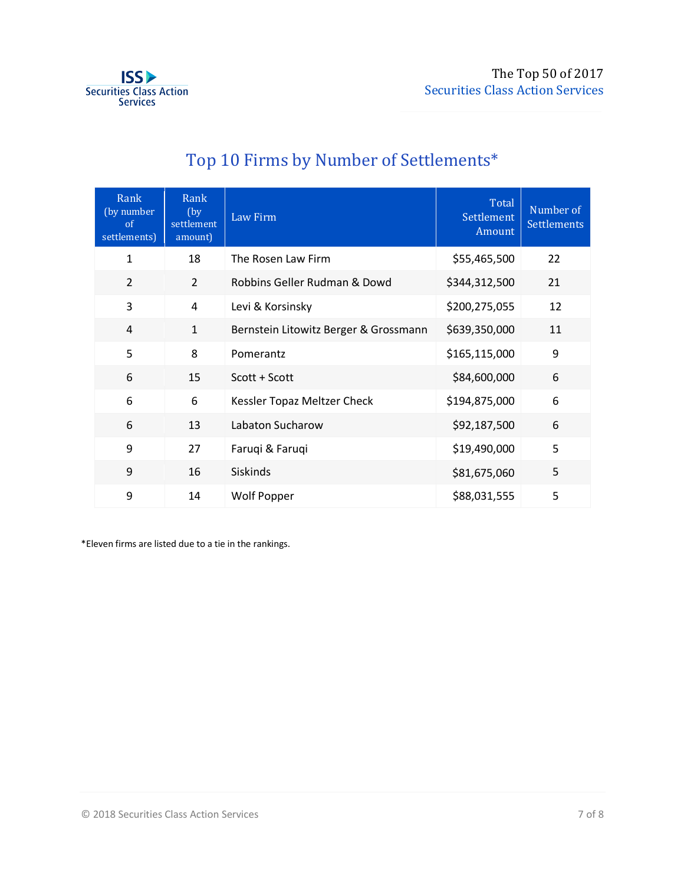## Top 10 Firms by Number of Settlements*

| Rank (by number of settlements) | Rank (by settlement amount) | Law Firm | Total Settlement Amount | Number of Settlements |
|---|---|---|---|---|
| 1 | 18 | The Rosen Law Firm | $55,465,500 | 22 |
| 2 | 2 | Robbins Geller Rudman & Dowd | $344,312,500 | 21 |
| 3 | 4 | Levi & Korsinsky | $200,275,055 | 12 |
| 4 | 1 | Bernstein Litowitz Berger & Grossmann | $639,350,000 | 11 |
| 5 | 8 | Pomerantz | $165,115,000 | 9 |
| 6 | 15 | Scott + Scott | $84,600,000 | 6 |
| 6 | 6 | Kessler Topaz Meltzer Check | $194,875,000 | 6 |
| 6 | 13 | Labaton Sucharow | $92,187,500 | 6 |
| 9 | 27 | Faruqi & Faruqi | $19,490,000 | 5 |
| 9 | 16 | Siskinds | $81,675,060 | 5 |
| 9 | 14 | Wolf Popper | $88,031,555 | 5 |

*Eleven firms are listed due to a tie in the rankings.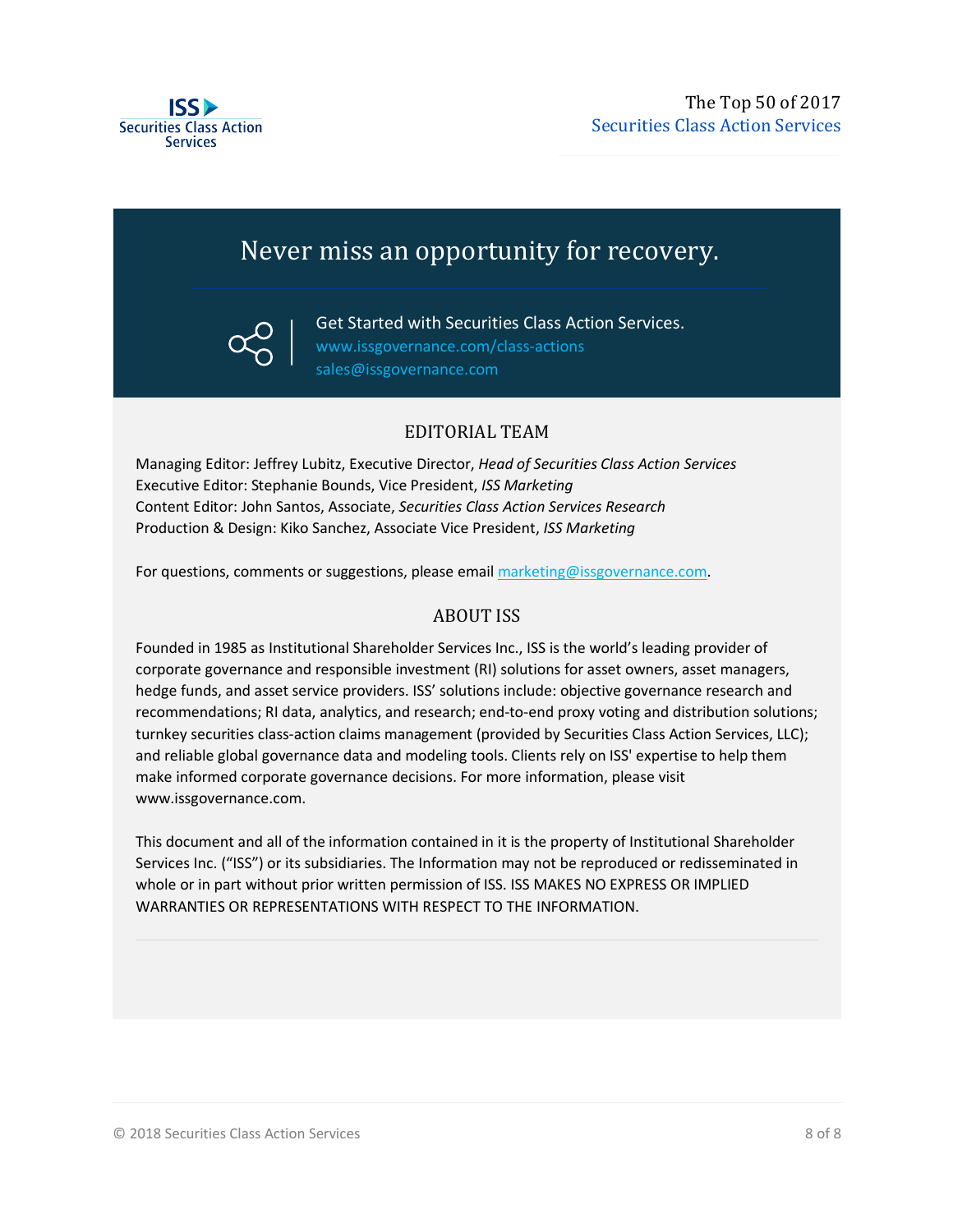## Never miss an opportunity for recovery.

Get Started with Securities Class Action Services.
www.issgovernance.com/class-actions
sales@issgovernance.com

### EDITORIAL TEAM

Managing Editor: Jeffrey Lubitz, Executive Director, *Head of Securities Class Action Services*
Executive Editor: Stephanie Bounds, Vice President, *ISS Marketing*
Content Editor: John Santos, Associate, *Securities Class Action Services Research*
Production & Design: Kiko Sanchez, Associate Vice President, *ISS Marketing*

For questions, comments or suggestions, please email marketing@issgovernance.com.

### ABOUT ISS

Founded in 1985 as Institutional Shareholder Services Inc., ISS is the world's leading provider of corporate governance and responsible investment (RI) solutions for asset owners, asset managers, hedge funds, and asset service providers. ISS' solutions include: objective governance research and recommendations; RI data, analytics, and research; end-to-end proxy voting and distribution solutions; turnkey securities class-action claims management (provided by Securities Class Action Services, LLC); and reliable global governance data and modeling tools. Clients rely on ISS' expertise to help them make informed corporate governance decisions. For more information, please visit www.issgovernance.com.

This document and all of the information contained in it is the property of Institutional Shareholder Services Inc. ("ISS") or its subsidiaries. The Information may not be reproduced or redisseminated in whole or in part without prior written permission of ISS. ISS MAKES NO EXPRESS OR IMPLIED WARRANTIES OR REPRESENTATIONS WITH RESPECT TO THE INFORMATION.

© 2018 Securities Class Action Services